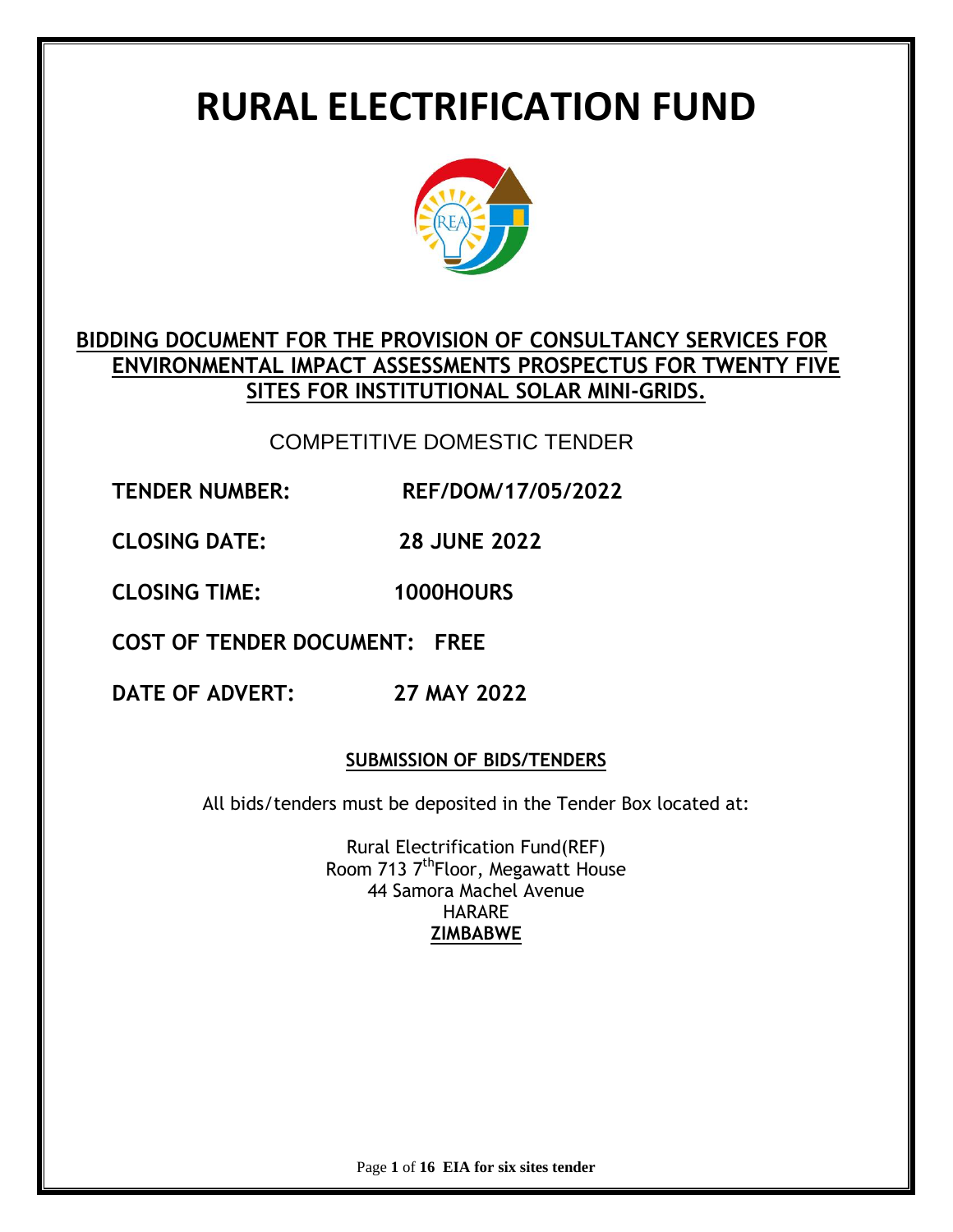# RURAL ELECTRIFICATION FUND

**BIDDING DOCUMENT FOR THE PROVISION OF CONSULTANCY SERVICES FOR ENVIRONMENTAL IMPACT ASSESSMENTS PROSPECTUS FOR TWENTY FIVE SITES FOR INSTITUTIONAL SOLAR MINI-GRIDS.**

COMPETITIVE DOMESTIC TENDER

**TENDER NUMBER:** **REF/DOM/17/05/2022**

**CLOSING DATE:** **28 JUNE 2022**

**CLOSING TIME:** **1000HOURS**

**COST OF TENDER DOCUMENT:** **FREE**

**DATE OF ADVERT:** **27 MAY 2022**

**SUBMISSION OF BIDS/TENDERS**

All bids/tenders must be deposited in the Tender Box located at:

Rural Electrification Fund(REF)
Room 713 7th Floor, Megawatt House
44 Samora Machel Avenue
HARARE
**ZIMBABWE**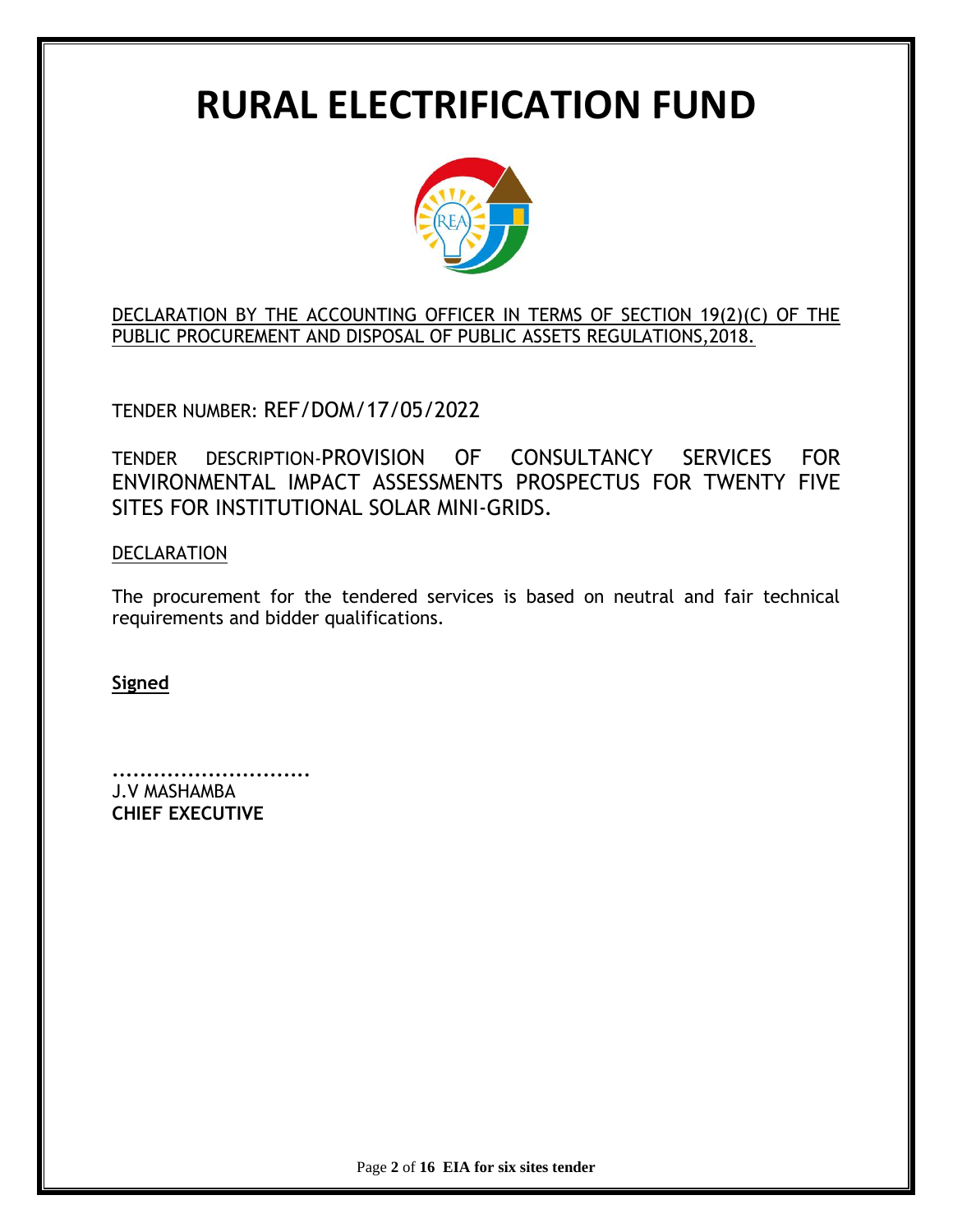# RURAL ELECTRIFICATION FUND

DECLARATION BY THE ACCOUNTING OFFICER IN TERMS OF SECTION 19(2)(C) OF THE PUBLIC PROCUREMENT AND DISPOSAL OF PUBLIC ASSETS REGULATIONS,2018.

TENDER NUMBER: REF/DOM/17/05/2022

TENDER DESCRIPTION-PROVISION OF CONSULTANCY SERVICES FOR ENVIRONMENTAL IMPACT ASSESSMENTS PROSPECTUS FOR TWENTY FIVE SITES FOR INSTITUTIONAL SOLAR MINI-GRIDS.

DECLARATION

The procurement for the tendered services is based on neutral and fair technical requirements and bidder qualifications.

**Signed**

.............................
J.V MASHAMBA
**CHIEF EXECUTIVE**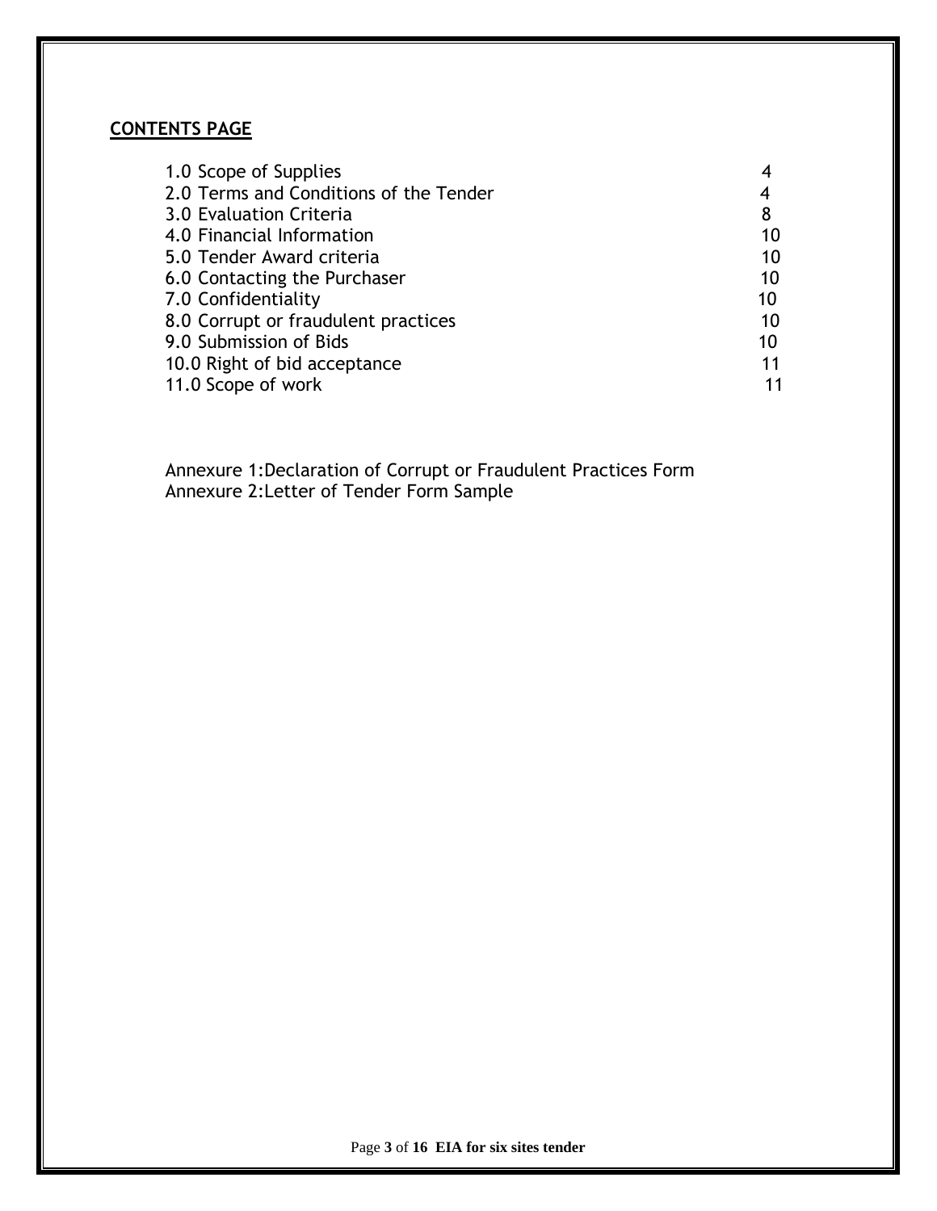## CONTENTS PAGE

| | |
|---|---|
| 1.0 Scope of Supplies | 4 |
| 2.0 Terms and Conditions of the Tender | 4 |
| 3.0 Evaluation Criteria | 8 |
| 4.0 Financial Information | 10 |
| 5.0 Tender Award criteria | 10 |
| 6.0 Contacting the Purchaser | 10 |
| 7.0 Confidentiality | 10 |
| 8.0 Corrupt or fraudulent practices | 10 |
| 9.0 Submission of Bids | 10 |
| 10.0 Right of bid acceptance | 11 |
| 11.0 Scope of work | 11 |

Annexure 1:Declaration of Corrupt or Fraudulent Practices Form
Annexure 2:Letter of Tender Form Sample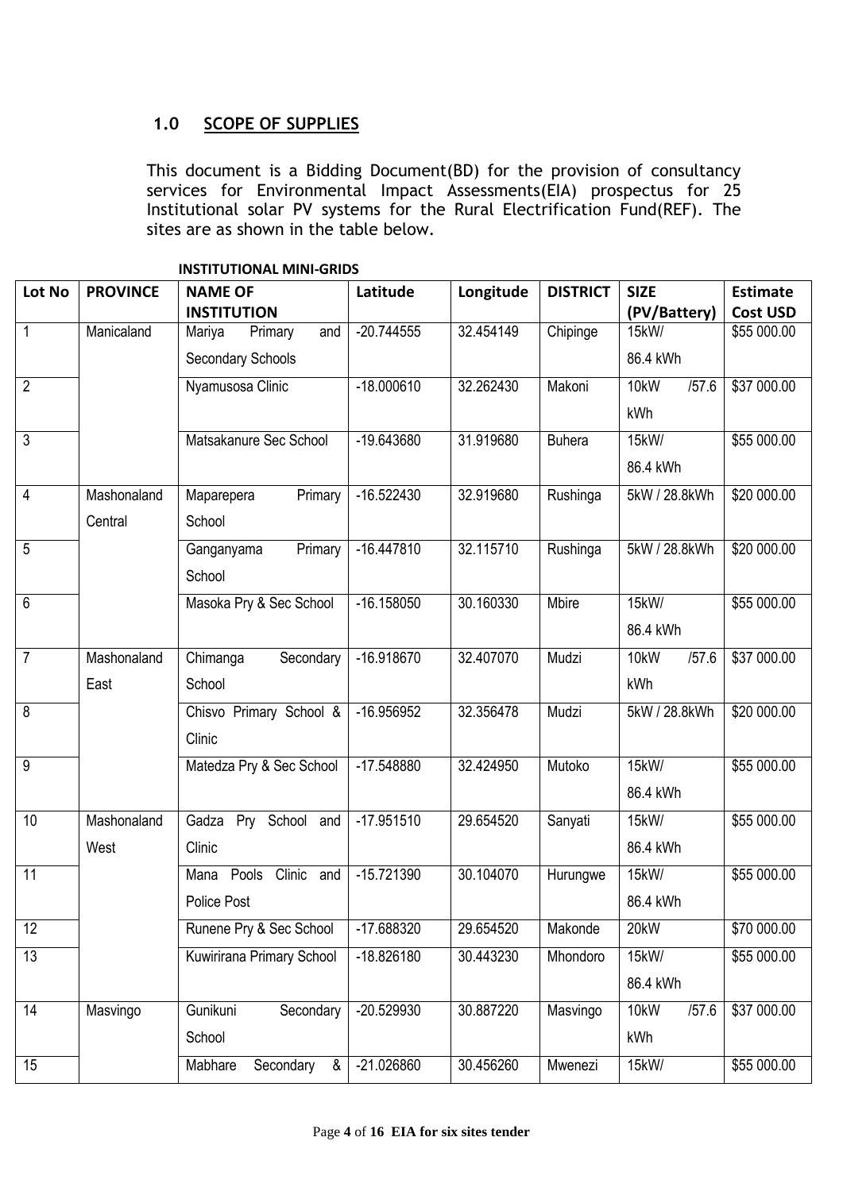## 1.0 SCOPE OF SUPPLIES

This document is a Bidding Document(BD) for the provision of consultancy services for Environmental Impact Assessments(EIA) prospectus for 25 Institutional solar PV systems for the Rural Electrification Fund(REF). The sites are as shown in the table below.

**INSTITUTIONAL MINI-GRIDS**

| Lot No | PROVINCE | NAME OF INSTITUTION | Latitude | Longitude | DISTRICT | SIZE (PV/Battery) | Estimate Cost USD |
|---|---|---|---|---|---|---|---|
| 1 | Manicaland | Mariya Primary and Secondary Schools | -20.744555 | 32.454149 | Chipinge | 15kW/ 86.4 kWh | $55 000.00 |
| 2 | | Nyamusosa Clinic | -18.000610 | 32.262430 | Makoni | 10kW /57.6 kWh | $37 000.00 |
| 3 | | Matsakanure Sec School | -19.643680 | 31.919680 | Buhera | 15kW/ 86.4 kWh | $55 000.00 |
| 4 | Mashonaland Central | Maparepera Primary School | -16.522430 | 32.919680 | Rushinga | 5kW / 28.8kWh | $20 000.00 |
| 5 | | Ganganyama Primary School | -16.447810 | 32.115710 | Rushinga | 5kW / 28.8kWh | $20 000.00 |
| 6 | | Masoka Pry & Sec School | -16.158050 | 30.160330 | Mbire | 15kW/ 86.4 kWh | $55 000.00 |
| 7 | Mashonaland East | Chimanga Secondary School | -16.918670 | 32.407070 | Mudzi | 10kW /57.6 kWh | $37 000.00 |
| 8 | | Chisvo Primary School & Clinic | -16.956952 | 32.356478 | Mudzi | 5kW / 28.8kWh | $20 000.00 |
| 9 | | Matedza Pry & Sec School | -17.548880 | 32.424950 | Mutoko | 15kW/ 86.4 kWh | $55 000.00 |
| 10 | Mashonaland West | Gadza Pry School and Clinic | -17.951510 | 29.654520 | Sanyati | 15kW/ 86.4 kWh | $55 000.00 |
| 11 | | Mana Pools Clinic and Police Post | -15.721390 | 30.104070 | Hurungwe | 15kW/ 86.4 kWh | $55 000.00 |
| 12 | | Runene Pry & Sec School | -17.688320 | 29.654520 | Makonde | 20kW | $70 000.00 |
| 13 | | Kuwirirana Primary School | -18.826180 | 30.443230 | Mhondoro | 15kW/ 86.4 kWh | $55 000.00 |
| 14 | Masvingo | Gunikuni Secondary School | -20.529930 | 30.887220 | Masvingo | 10kW /57.6 kWh | $37 000.00 |
| 15 | | Mabhare Secondary & | -21.026860 | 30.456260 | Mwenezi | 15kW/ | $55 000.00 |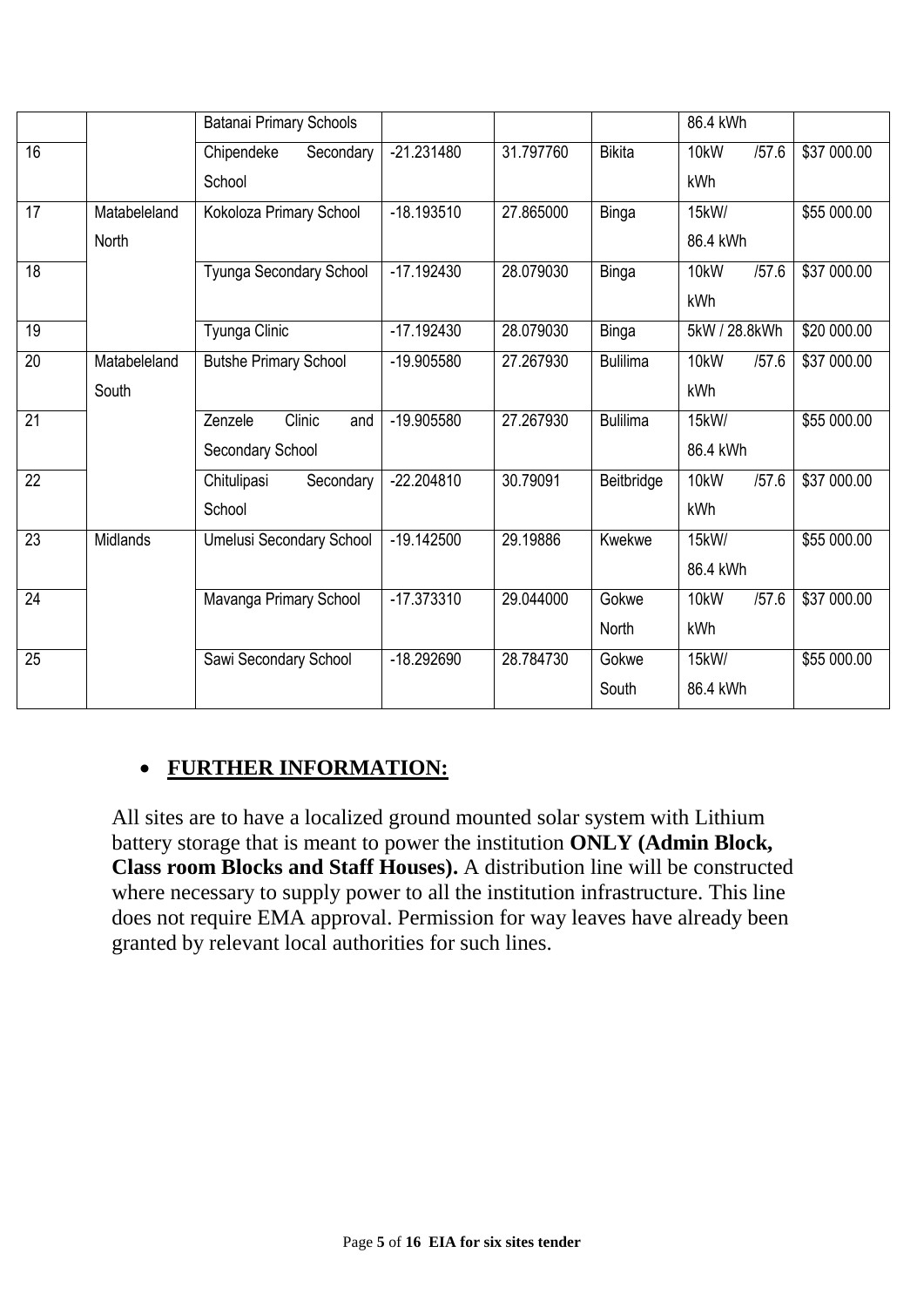|  |  | Batanai Primary Schools |  |  |  | 86.4 kWh |  |
|---|---|---|---|---|---|---|---|
| 16 |  | Chipendeke Secondary School | -21.231480 | 31.797760 | Bikita | 10kW /57.6 kWh | $37 000.00 |
| 17 | Matabeleland North | Kokoloza Primary School | -18.193510 | 27.865000 | Binga | 15kW/ 86.4 kWh | $55 000.00 |
| 18 |  | Tyunga Secondary School | -17.192430 | 28.079030 | Binga | 10kW /57.6 kWh | $37 000.00 |
| 19 |  | Tyunga Clinic | -17.192430 | 28.079030 | Binga | 5kW / 28.8kWh | $20 000.00 |
| 20 | Matabeleland South | Butshe Primary School | -19.905580 | 27.267930 | Bulilima | 10kW /57.6 kWh | $37 000.00 |
| 21 |  | Zenzele Clinic and Secondary School | -19.905580 | 27.267930 | Bulilima | 15kW/ 86.4 kWh | $55 000.00 |
| 22 |  | Chitulipasi Secondary School | -22.204810 | 30.79091 | Beitbridge | 10kW /57.6 kWh | $37 000.00 |
| 23 | Midlands | Umelusi Secondary School | -19.142500 | 29.19886 | Kwekwe | 15kW/ 86.4 kWh | $55 000.00 |
| 24 |  | Mavanga Primary School | -17.373310 | 29.044000 | Gokwe North | 10kW /57.6 kWh | $37 000.00 |
| 25 |  | Sawi Secondary School | -18.292690 | 28.784730 | Gokwe South | 15kW/ 86.4 kWh | $55 000.00 |

- **FURTHER INFORMATION:**

All sites are to have a localized ground mounted solar system with Lithium battery storage that is meant to power the institution **ONLY (Admin Block, Class room Blocks and Staff Houses).** A distribution line will be constructed where necessary to supply power to all the institution infrastructure. This line does not require EMA approval. Permission for way leaves have already been granted by relevant local authorities for such lines.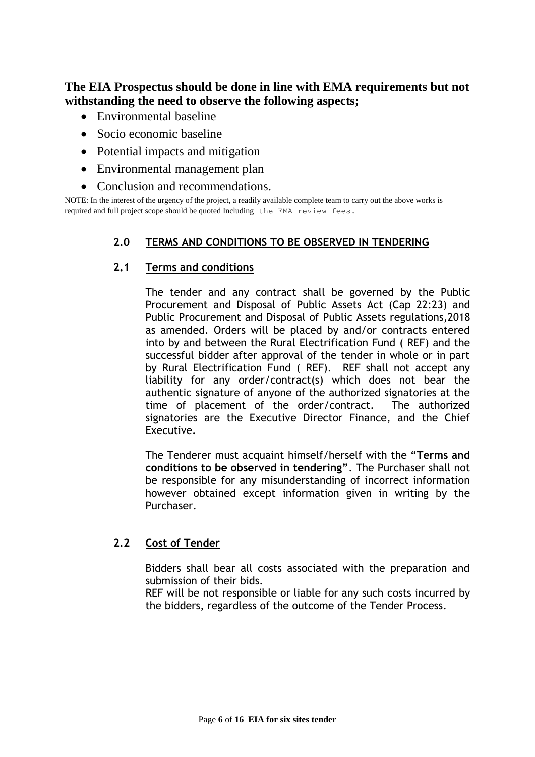**The EIA Prospectus should be done in line with EMA requirements but not withstanding the need to observe the following aspects;**

- Environmental baseline
- Socio economic baseline
- Potential impacts and mitigation
- Environmental management plan
- Conclusion and recommendations.

NOTE: In the interest of the urgency of the project, a readily available complete team to carry out the above works is required and full project scope should be quoted Including the EMA review fees.

## 2.0 TERMS AND CONDITIONS TO BE OBSERVED IN TENDERING

### 2.1 Terms and conditions

The tender and any contract shall be governed by the Public Procurement and Disposal of Public Assets Act (Cap 22:23) and Public Procurement and Disposal of Public Assets regulations,2018 as amended. Orders will be placed by and/or contracts entered into by and between the Rural Electrification Fund ( REF) and the successful bidder after approval of the tender in whole or in part by Rural Electrification Fund ( REF). REF shall not accept any liability for any order/contract(s) which does not bear the authentic signature of anyone of the authorized signatories at the time of placement of the order/contract. The authorized signatories are the Executive Director Finance, and the Chief Executive.

The Tenderer must acquaint himself/herself with the "**Terms and conditions to be observed in tendering**". The Purchaser shall not be responsible for any misunderstanding of incorrect information however obtained except information given in writing by the Purchaser.

### 2.2 Cost of Tender

Bidders shall bear all costs associated with the preparation and submission of their bids.
REF will be not responsible or liable for any such costs incurred by the bidders, regardless of the outcome of the Tender Process.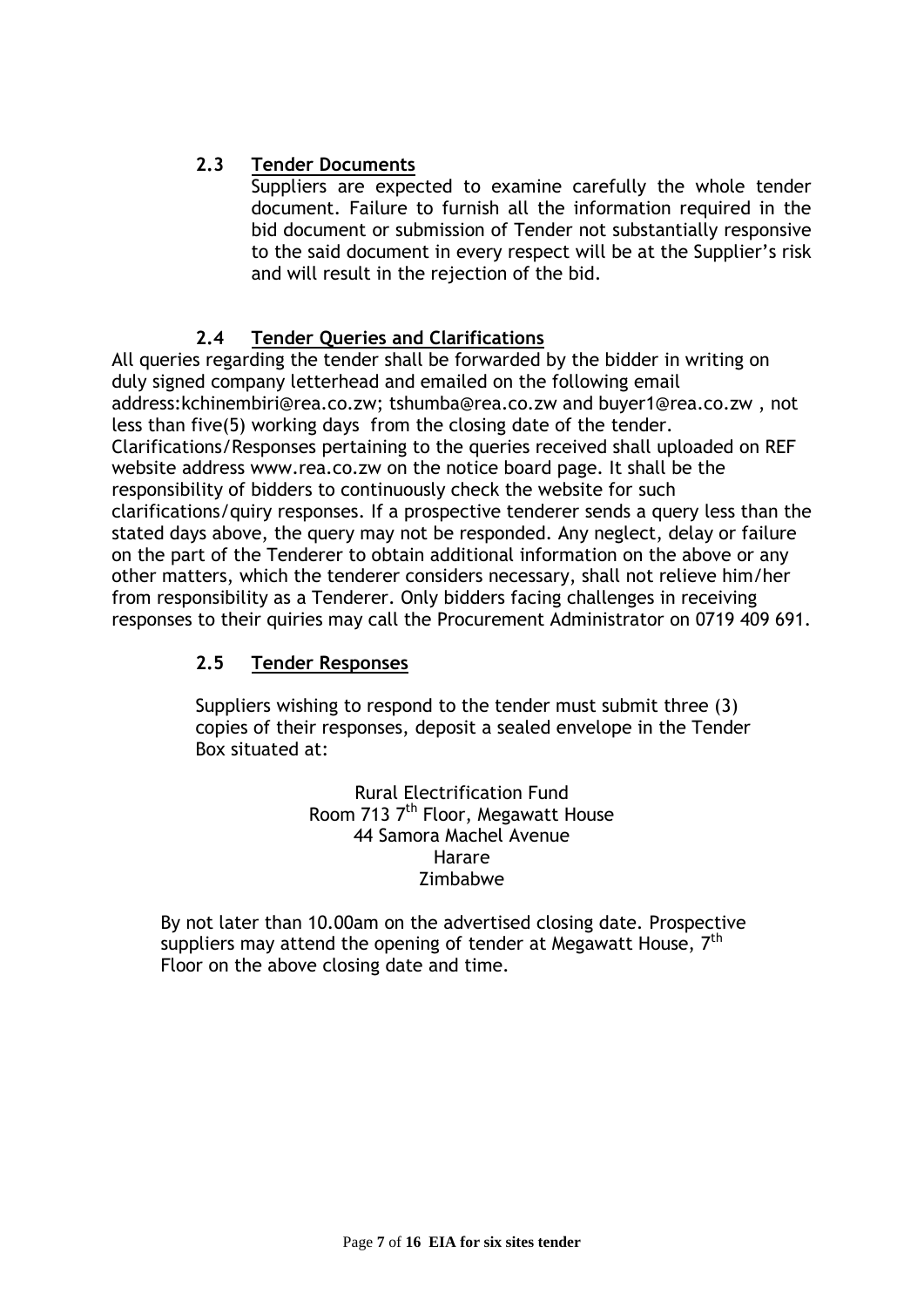### 2.3 Tender Documents

Suppliers are expected to examine carefully the whole tender document. Failure to furnish all the information required in the bid document or submission of Tender not substantially responsive to the said document in every respect will be at the Supplier's risk and will result in the rejection of the bid.

### 2.4 Tender Queries and Clarifications

All queries regarding the tender shall be forwarded by the bidder in writing on duly signed company letterhead and emailed on the following email address:kchinembiri@rea.co.zw; tshumba@rea.co.zw and buyer1@rea.co.zw , not less than five(5) working days from the closing date of the tender. Clarifications/Responses pertaining to the queries received shall uploaded on REF website address www.rea.co.zw on the notice board page. It shall be the responsibility of bidders to continuously check the website for such clarifications/quiry responses. If a prospective tenderer sends a query less than the stated days above, the query may not be responded. Any neglect, delay or failure on the part of the Tenderer to obtain additional information on the above or any other matters, which the tenderer considers necessary, shall not relieve him/her from responsibility as a Tenderer. Only bidders facing challenges in receiving responses to their quiries may call the Procurement Administrator on 0719 409 691.

### 2.5 Tender Responses

Suppliers wishing to respond to the tender must submit three (3) copies of their responses, deposit a sealed envelope in the Tender Box situated at:

Rural Electrification Fund
Room 713 7th Floor, Megawatt House
44 Samora Machel Avenue
Harare
Zimbabwe

By not later than 10.00am on the advertised closing date. Prospective suppliers may attend the opening of tender at Megawatt House, 7th Floor on the above closing date and time.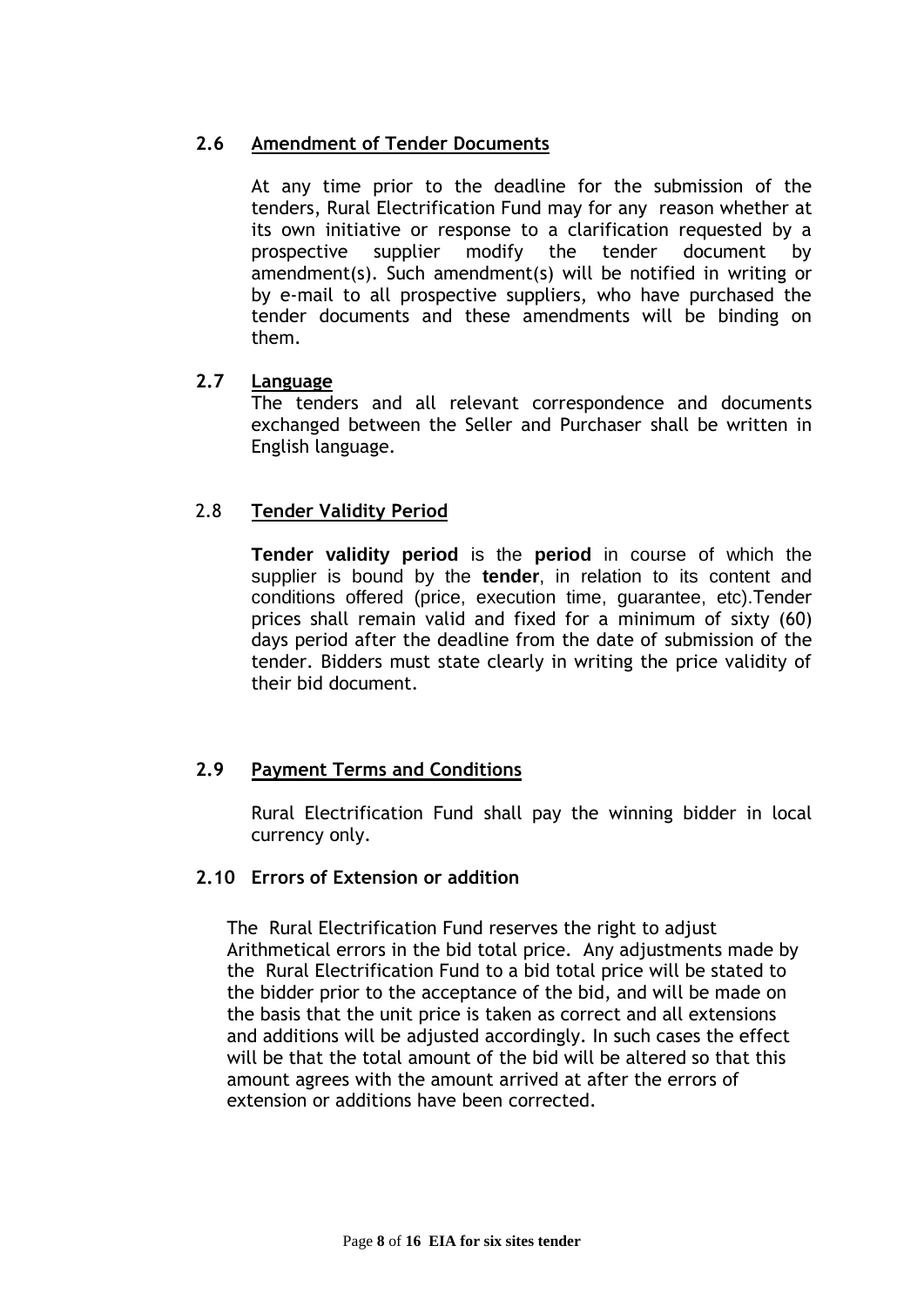### 2.6 Amendment of Tender Documents

At any time prior to the deadline for the submission of the tenders, Rural Electrification Fund may for any reason whether at its own initiative or response to a clarification requested by a prospective supplier modify the tender document by amendment(s). Such amendment(s) will be notified in writing or by e-mail to all prospective suppliers, who have purchased the tender documents and these amendments will be binding on them.

### 2.7 Language

The tenders and all relevant correspondence and documents exchanged between the Seller and Purchaser shall be written in English language.

### 2.8 Tender Validity Period

**Tender validity period** is the **period** in course of which the supplier is bound by the **tender**, in relation to its content and conditions offered (price, execution time, guarantee, etc).Tender prices shall remain valid and fixed for a minimum of sixty (60) days period after the deadline from the date of submission of the tender. Bidders must state clearly in writing the price validity of their bid document.

### 2.9 Payment Terms and Conditions

Rural Electrification Fund shall pay the winning bidder in local currency only.

### 2.10 Errors of Extension or addition

The Rural Electrification Fund reserves the right to adjust Arithmetical errors in the bid total price. Any adjustments made by the Rural Electrification Fund to a bid total price will be stated to the bidder prior to the acceptance of the bid, and will be made on the basis that the unit price is taken as correct and all extensions and additions will be adjusted accordingly. In such cases the effect will be that the total amount of the bid will be altered so that this amount agrees with the amount arrived at after the errors of extension or additions have been corrected.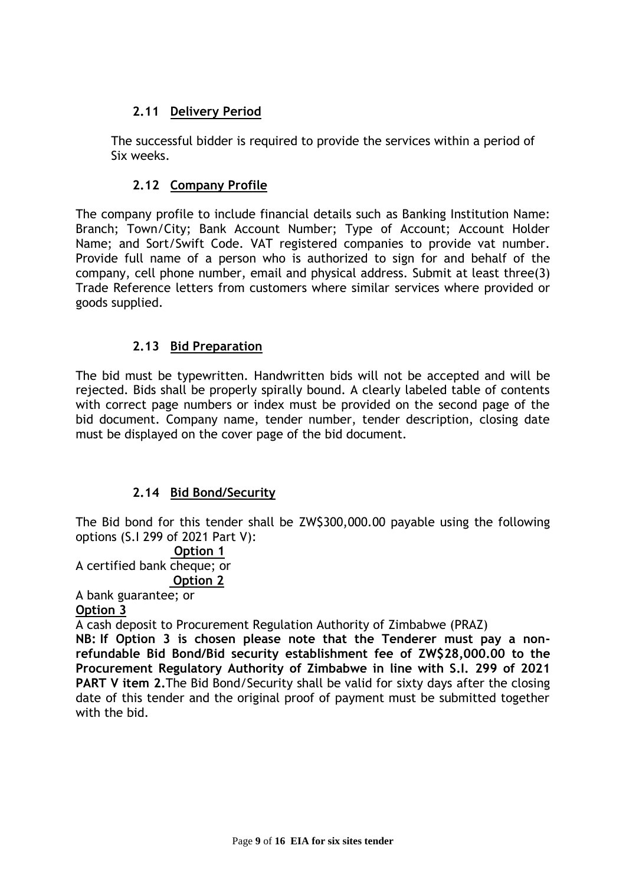### 2.11 Delivery Period

The successful bidder is required to provide the services within a period of Six weeks.

### 2.12 Company Profile

The company profile to include financial details such as Banking Institution Name: Branch; Town/City; Bank Account Number; Type of Account; Account Holder Name; and Sort/Swift Code. VAT registered companies to provide vat number. Provide full name of a person who is authorized to sign for and behalf of the company, cell phone number, email and physical address. Submit at least three(3) Trade Reference letters from customers where similar services where provided or goods supplied.

### 2.13 Bid Preparation

The bid must be typewritten. Handwritten bids will not be accepted and will be rejected. Bids shall be properly spirally bound. A clearly labeled table of contents with correct page numbers or index must be provided on the second page of the bid document. Company name, tender number, tender description, closing date must be displayed on the cover page of the bid document.

### 2.14 Bid Bond/Security

The Bid bond for this tender shall be ZW$300,000.00 payable using the following options (S.I 299 of 2021 Part V):

**Option 1**

A certified bank cheque; or

**Option 2**

A bank guarantee; or

**Option 3**

A cash deposit to Procurement Regulation Authority of Zimbabwe (PRAZ)

**NB: If Option 3 is chosen please note that the Tenderer must pay a non-refundable Bid Bond/Bid security establishment fee of ZW$28,000.00 to the Procurement Regulatory Authority of Zimbabwe in line with S.I. 299 of 2021 PART V item 2.** The Bid Bond/Security shall be valid for sixty days after the closing date of this tender and the original proof of payment must be submitted together with the bid.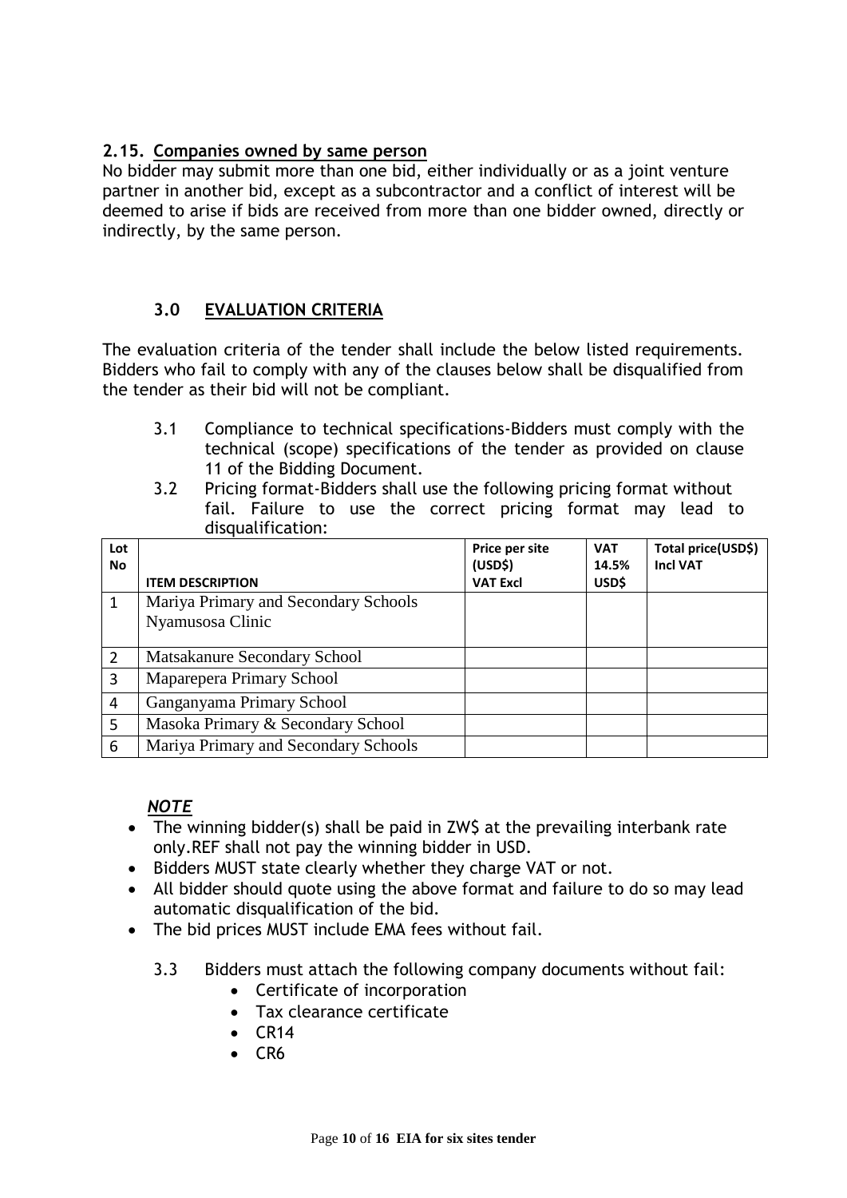### 2.15. Companies owned by same person

No bidder may submit more than one bid, either individually or as a joint venture partner in another bid, except as a subcontractor and a conflict of interest will be deemed to arise if bids are received from more than one bidder owned, directly or indirectly, by the same person.

## 3.0 EVALUATION CRITERIA

The evaluation criteria of the tender shall include the below listed requirements. Bidders who fail to comply with any of the clauses below shall be disqualified from the tender as their bid will not be compliant.

3.1 Compliance to technical specifications-Bidders must comply with the technical (scope) specifications of the tender as provided on clause 11 of the Bidding Document.

3.2 Pricing format-Bidders shall use the following pricing format without fail. Failure to use the correct pricing format may lead to disqualification:

| Lot No | ITEM DESCRIPTION | Price per site (USD$) VAT Excl | VAT 14.5% USD$ | Total price(USD$) Incl VAT |
|---|---|---|---|---|
| 1 | Mariya Primary and Secondary Schools Nyamusosa Clinic | | | |
| 2 | Matsakanure Secondary School | | | |
| 3 | Maparepera Primary School | | | |
| 4 | Ganganyama Primary School | | | |
| 5 | Masoka Primary & Secondary School | | | |
| 6 | Mariya Primary and Secondary Schools | | | |

***NOTE***

- The winning bidder(s) shall be paid in ZW$ at the prevailing interbank rate only.REF shall not pay the winning bidder in USD.
- Bidders MUST state clearly whether they charge VAT or not.
- All bidder should quote using the above format and failure to do so may lead automatic disqualification of the bid.
- The bid prices MUST include EMA fees without fail.

3.3 Bidders must attach the following company documents without fail:

- Certificate of incorporation
- Tax clearance certificate
- CR14
- CR6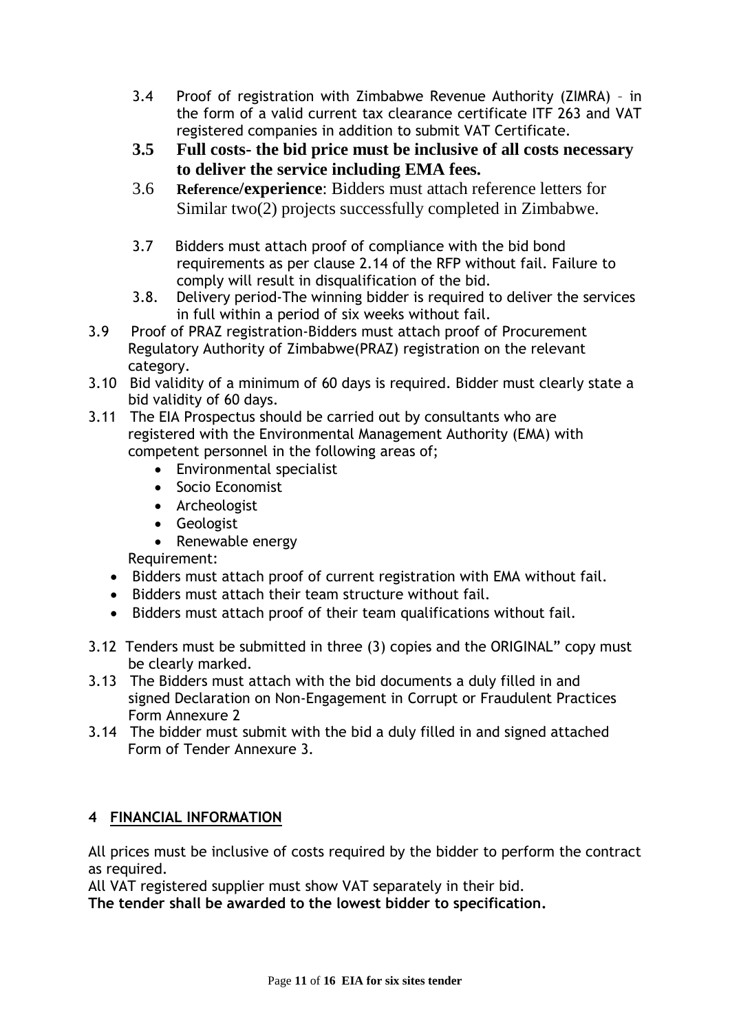3.4 Proof of registration with Zimbabwe Revenue Authority (ZIMRA) – in the form of a valid current tax clearance certificate ITF 263 and VAT registered companies in addition to submit VAT Certificate.

**3.5 Full costs- the bid price must be inclusive of all costs necessary to deliver the service including EMA fees.**

3.6 **Reference/experience**: Bidders must attach reference letters for Similar two(2) projects successfully completed in Zimbabwe.

3.7 Bidders must attach proof of compliance with the bid bond requirements as per clause 2.14 of the RFP without fail. Failure to comply will result in disqualification of the bid.

3.8. Delivery period-The winning bidder is required to deliver the services in full within a period of six weeks without fail.

3.9 Proof of PRAZ registration-Bidders must attach proof of Procurement Regulatory Authority of Zimbabwe(PRAZ) registration on the relevant category.

3.10 Bid validity of a minimum of 60 days is required. Bidder must clearly state a bid validity of 60 days.

3.11 The EIA Prospectus should be carried out by consultants who are registered with the Environmental Management Authority (EMA) with competent personnel in the following areas of;

- Environmental specialist
- Socio Economist
- Archeologist
- Geologist
- Renewable energy

Requirement:

- Bidders must attach proof of current registration with EMA without fail.
- Bidders must attach their team structure without fail.
- Bidders must attach proof of their team qualifications without fail.

3.12 Tenders must be submitted in three (3) copies and the ORIGINAL" copy must be clearly marked.

3.13 The Bidders must attach with the bid documents a duly filled in and signed Declaration on Non-Engagement in Corrupt or Fraudulent Practices Form Annexure 2

3.14 The bidder must submit with the bid a duly filled in and signed attached Form of Tender Annexure 3.

## 4 FINANCIAL INFORMATION

All prices must be inclusive of costs required by the bidder to perform the contract as required.

All VAT registered supplier must show VAT separately in their bid.

**The tender shall be awarded to the lowest bidder to specification.**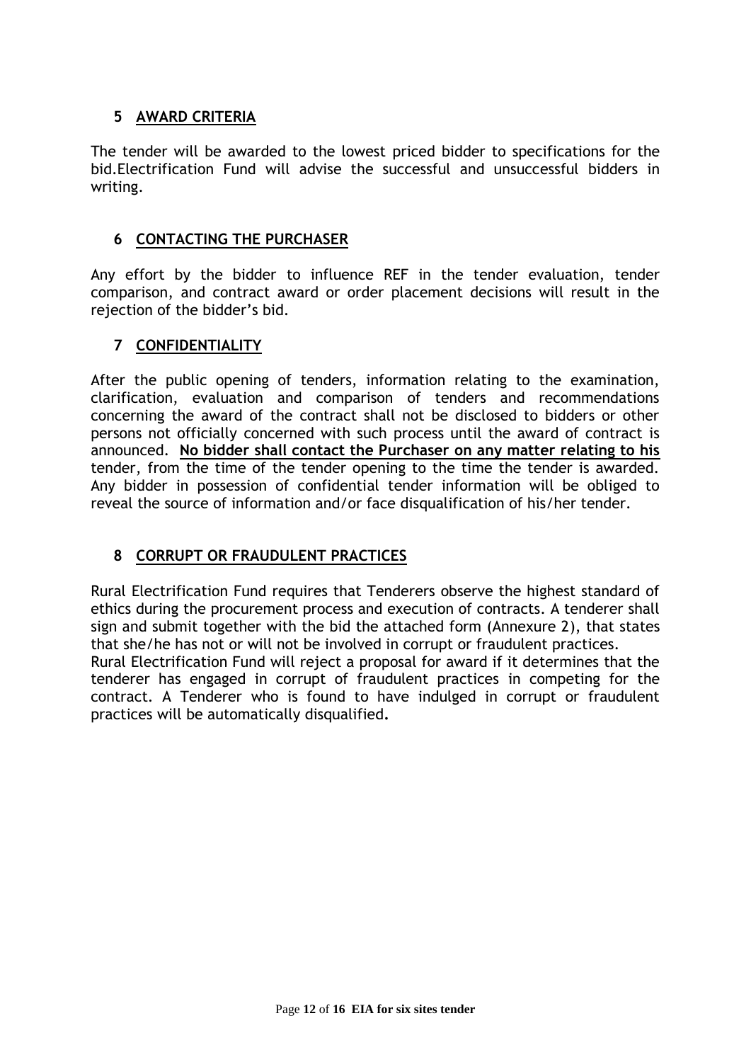## 5 AWARD CRITERIA

The tender will be awarded to the lowest priced bidder to specifications for the bid.Electrification Fund will advise the successful and unsuccessful bidders in writing.

## 6 CONTACTING THE PURCHASER

Any effort by the bidder to influence REF in the tender evaluation, tender comparison, and contract award or order placement decisions will result in the rejection of the bidder's bid.

## 7 CONFIDENTIALITY

After the public opening of tenders, information relating to the examination, clarification, evaluation and comparison of tenders and recommendations concerning the award of the contract shall not be disclosed to bidders or other persons not officially concerned with such process until the award of contract is announced. **No bidder shall contact the Purchaser on any matter relating to his** tender, from the time of the tender opening to the time the tender is awarded. Any bidder in possession of confidential tender information will be obliged to reveal the source of information and/or face disqualification of his/her tender.

## 8 CORRUPT OR FRAUDULENT PRACTICES

Rural Electrification Fund requires that Tenderers observe the highest standard of ethics during the procurement process and execution of contracts. A tenderer shall sign and submit together with the bid the attached form (Annexure 2), that states that she/he has not or will not be involved in corrupt or fraudulent practices.
Rural Electrification Fund will reject a proposal for award if it determines that the tenderer has engaged in corrupt of fraudulent practices in competing for the contract. A Tenderer who is found to have indulged in corrupt or fraudulent practices will be automatically disqualified**.**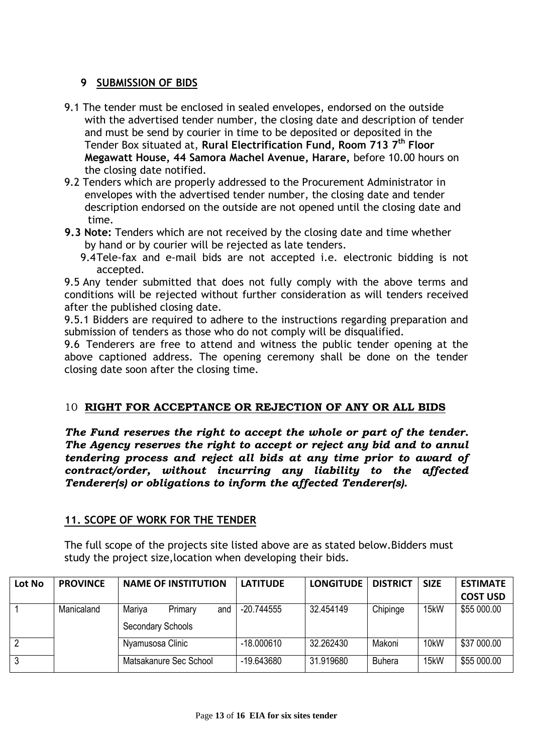## 9 SUBMISSION OF BIDS

9.1 The tender must be enclosed in sealed envelopes, endorsed on the outside with the advertised tender number, the closing date and description of tender and must be send by courier in time to be deposited or deposited in the Tender Box situated at, **Rural Electrification Fund, Room 713 7th Floor Megawatt House, 44 Samora Machel Avenue, Harare,** before 10.00 hours on the closing date notified.

9.2 Tenders which are properly addressed to the Procurement Administrator in envelopes with the advertised tender number, the closing date and tender description endorsed on the outside are not opened until the closing date and time.

**9.3 Note:** Tenders which are not received by the closing date and time whether by hand or by courier will be rejected as late tenders.

9.4 Tele-fax and e-mail bids are not accepted i.e. electronic bidding is not accepted.

9.5 Any tender submitted that does not fully comply with the above terms and conditions will be rejected without further consideration as will tenders received after the published closing date.

9.5.1 Bidders are required to adhere to the instructions regarding preparation and submission of tenders as those who do not comply will be disqualified.

9.6 Tenderers are free to attend and witness the public tender opening at the above captioned address. The opening ceremony shall be done on the tender closing date soon after the closing time.

## 10 RIGHT FOR ACCEPTANCE OR REJECTION OF ANY OR ALL BIDS

***The Fund reserves the right to accept the whole or part of the tender. The Agency reserves the right to accept or reject any bid and to annul tendering process and reject all bids at any time prior to award of contract/order, without incurring any liability to the affected Tenderer(s) or obligations to inform the affected Tenderer(s).***

## 11. SCOPE OF WORK FOR THE TENDER

The full scope of the projects site listed above are as stated below.Bidders must study the project size,location when developing their bids.

| Lot No | PROVINCE | NAME OF INSTITUTION | LATITUDE | LONGITUDE | DISTRICT | SIZE | ESTIMATE COST USD |
|---|---|---|---|---|---|---|---|
| 1 | Manicaland | Mariya Primary and Secondary Schools | -20.744555 | 32.454149 | Chipinge | 15kW | \$55 000.00 |
| 2 | | Nyamusosa Clinic | -18.000610 | 32.262430 | Makoni | 10kW | \$37 000.00 |
| 3 | | Matsakanure Sec School | -19.643680 | 31.919680 | Buhera | 15kW | \$55 000.00 |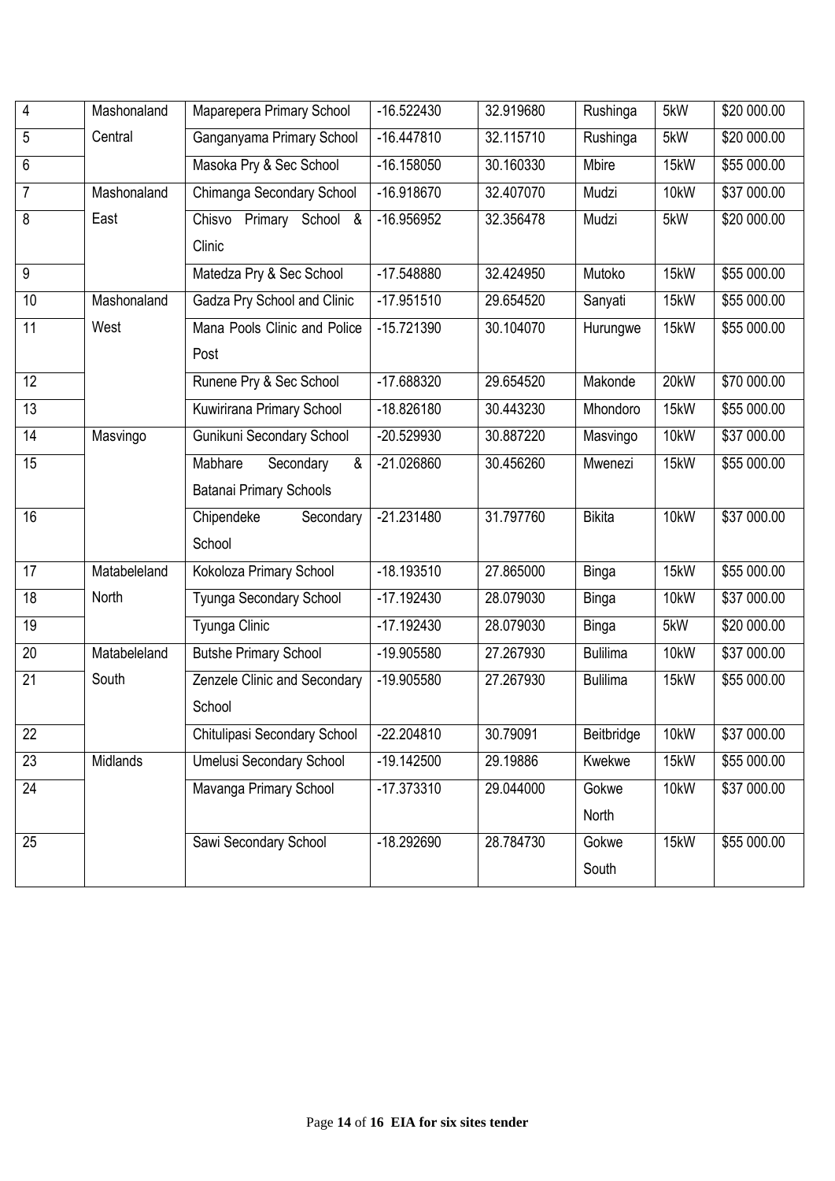| | | | | | | | |
|---|---|---|---|---|---|---|---|
| 4 | Mashonaland Central | Maparepera Primary School | -16.522430 | 32.919680 | Rushinga | 5kW | $20 000.00 |
| 5 | | Ganganyama Primary School | -16.447810 | 32.115710 | Rushinga | 5kW | $20 000.00 |
| 6 | | Masoka Pry & Sec School | -16.158050 | 30.160330 | Mbire | 15kW | $55 000.00 |
| 7 | Mashonaland East | Chimanga Secondary School | -16.918670 | 32.407070 | Mudzi | 10kW | $37 000.00 |
| 8 | | Chisvo Primary School & Clinic | -16.956952 | 32.356478 | Mudzi | 5kW | $20 000.00 |
| 9 | | Matedza Pry & Sec School | -17.548880 | 32.424950 | Mutoko | 15kW | $55 000.00 |
| 10 | Mashonaland West | Gadza Pry School and Clinic | -17.951510 | 29.654520 | Sanyati | 15kW | $55 000.00 |
| 11 | | Mana Pools Clinic and Police Post | -15.721390 | 30.104070 | Hurungwe | 15kW | $55 000.00 |
| 12 | | Runene Pry & Sec School | -17.688320 | 29.654520 | Makonde | 20kW | $70 000.00 |
| 13 | | Kuwirirana Primary School | -18.826180 | 30.443230 | Mhondoro | 15kW | $55 000.00 |
| 14 | Masvingo | Gunikuni Secondary School | -20.529930 | 30.887220 | Masvingo | 10kW | $37 000.00 |
| 15 | | Mabhare Secondary & Batanai Primary Schools | -21.026860 | 30.456260 | Mwenezi | 15kW | $55 000.00 |
| 16 | | Chipendeke Secondary School | -21.231480 | 31.797760 | Bikita | 10kW | $37 000.00 |
| 17 | Matabeleland North | Kokoloza Primary School | -18.193510 | 27.865000 | Binga | 15kW | $55 000.00 |
| 18 | | Tyunga Secondary School | -17.192430 | 28.079030 | Binga | 10kW | $37 000.00 |
| 19 | | Tyunga Clinic | -17.192430 | 28.079030 | Binga | 5kW | $20 000.00 |
| 20 | Matabeleland South | Butshe Primary School | -19.905580 | 27.267930 | Bulilima | 10kW | $37 000.00 |
| 21 | | Zenzele Clinic and Secondary School | -19.905580 | 27.267930 | Bulilima | 15kW | $55 000.00 |
| 22 | | Chitulipasi Secondary School | -22.204810 | 30.79091 | Beitbridge | 10kW | $37 000.00 |
| 23 | Midlands | Umelusi Secondary School | -19.142500 | 29.19886 | Kwekwe | 15kW | $55 000.00 |
| 24 | | Mavanga Primary School | -17.373310 | 29.044000 | Gokwe North | 10kW | $37 000.00 |
| 25 | | Sawi Secondary School | -18.292690 | 28.784730 | Gokwe South | 15kW | $55 000.00 |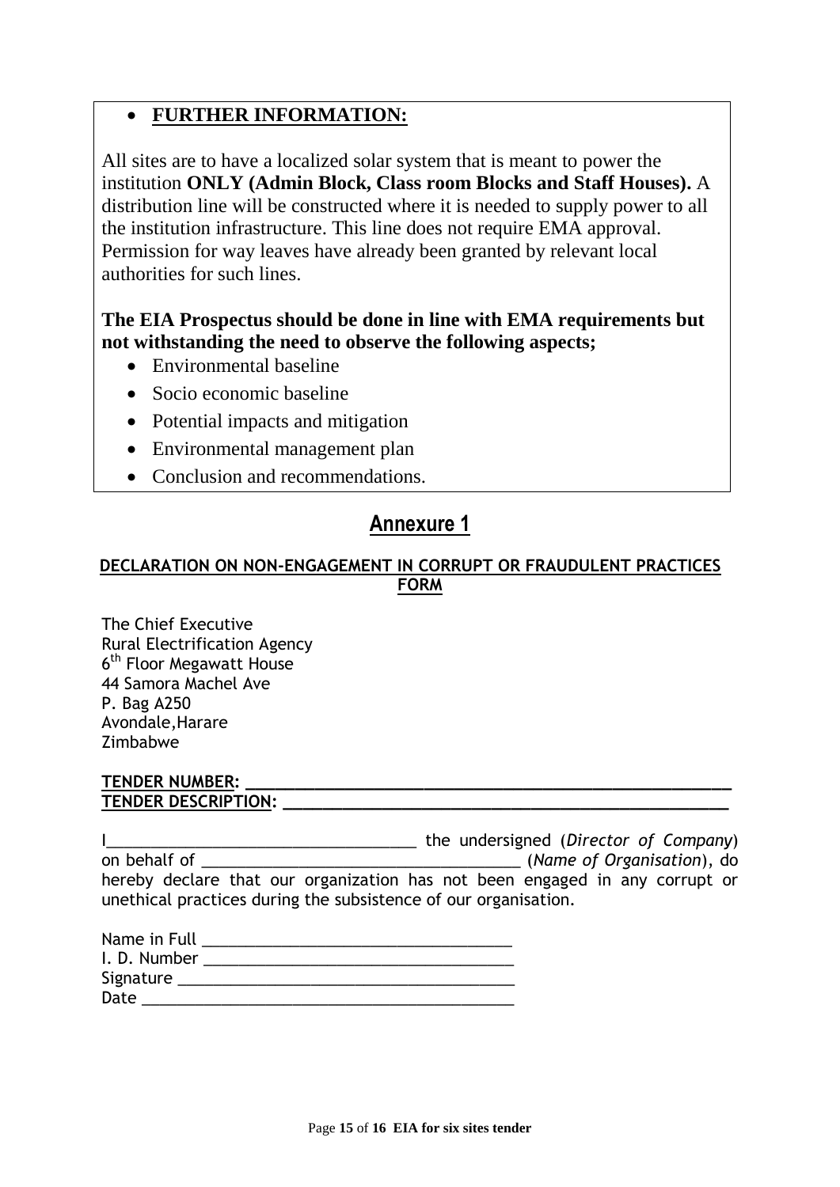- **FURTHER INFORMATION:**

All sites are to have a localized solar system that is meant to power the institution **ONLY (Admin Block, Class room Blocks and Staff Houses).** A distribution line will be constructed where it is needed to supply power to all the institution infrastructure. This line does not require EMA approval. Permission for way leaves have already been granted by relevant local authorities for such lines.

**The EIA Prospectus should be done in line with EMA requirements but not withstanding the need to observe the following aspects;**

- Environmental baseline
- Socio economic baseline
- Potential impacts and mitigation
- Environmental management plan
- Conclusion and recommendations.

# Annexure 1

## DECLARATION ON NON-ENGAGEMENT IN CORRUPT OR FRAUDULENT PRACTICES FORM

The Chief Executive
Rural Electrification Agency
6th Floor Megawatt House
44 Samora Machel Ave
P. Bag A250
Avondale,Harare
Zimbabwe

**TENDER NUMBER: ________________________________________________________**
**TENDER DESCRIPTION: ___________________________________________________**

I___________________________________ the undersigned (*Director of Company*) on behalf of ____________________________________ (*Name of Organisation*), do hereby declare that our organization has not been engaged in any corrupt or unethical practices during the subsistence of our organisation.

Name in Full ___________________________________
I. D. Number ___________________________________
Signature ______________________________________
Date __________________________________________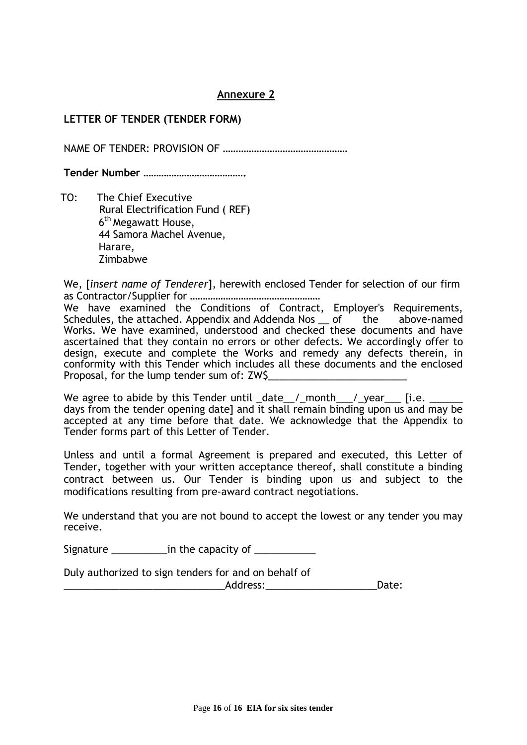## Annexure 2

**LETTER OF TENDER (TENDER FORM)**

NAME OF TENDER: PROVISION OF …………………………………………

**Tender Number …………………………………**

TO: The Chief Executive
Rural Electrification Fund ( REF)
6th Megawatt House,
44 Samora Machel Avenue,
Harare,
Zimbabwe

We, [*insert name of Tenderer*], herewith enclosed Tender for selection of our firm as Contractor/Supplier for ……………………………………………
We have examined the Conditions of Contract, Employer's Requirements, Schedules, the attached. Appendix and Addenda Nos __ of the above-named Works. We have examined, understood and checked these documents and have ascertained that they contain no errors or other defects. We accordingly offer to design, execute and complete the Works and remedy any defects therein, in conformity with this Tender which includes all these documents and the enclosed Proposal, for the lump tender sum of: ZW$_________________________

We agree to abide by this Tender until _date__/_month___/_year___ [i.e. ______ days from the tender opening date] and it shall remain binding upon us and may be accepted at any time before that date. We acknowledge that the Appendix to Tender forms part of this Letter of Tender.

Unless and until a formal Agreement is prepared and executed, this Letter of Tender, together with your written acceptance thereof, shall constitute a binding contract between us. Our Tender is binding upon us and subject to the modifications resulting from pre-award contract negotiations.

We understand that you are not bound to accept the lowest or any tender you may receive.

Signature __________in the capacity of ___________

Duly authorized to sign tenders for and on behalf of
_____________________________Address:___________________Date: